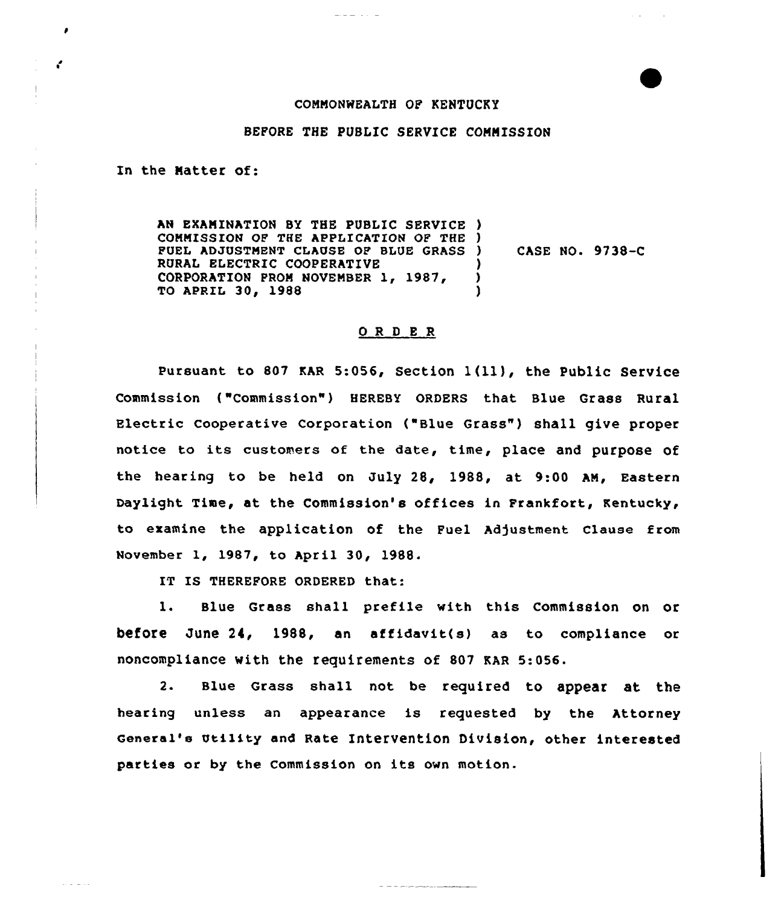COMMONWEALTH OF KENTUCKY

BEFORE THE PUBLIC SERVICE COMMISSION

In the Matter of:

AN EXAMINATION BY THE PUBLIC SERVICE COMMISSION OF THE APPLICATION OF THE FUEL ADJUSTMENT CLAUSE OF BLUE GRASS RURAL ELECTRIC COOPERATIVE CORPORATION FROM NOVEMBER 1, 1987, TO APRIL 30, 1988 ) CASE NO. 9738-C

## O R D E R

Pursuant to 807 KAR 5:056, Section 1(11), the Public Service Commission ("Commission") HEREBY ORDERS that Blue Grass Rural Electric Cooperative Corporation ("Blue Grass") shall give proper notice to its customers of the date, time, place and purpose of the hearing to be held on July 28, 1988, at 9:00 AM, Eastern Daylight Time, at the Commission's offices in Frankfort, Kentucky, to examine the application of the Fuel Adjustment Clause from November 1, 1987, to April 30, 1988.

IT IS THEREFORE ORDERED that:

1. Blue Grass shall prefile with this Commission on or before June 24, 1988, an affidavit(s) as to compliance or noncompliance with the requirements of 807 KAR 5:056.

2. Blue Grass shall not be required to appear at the hearing unless an appearance is requested by the Attorney General's Utility and Rate Intervention Division, other interested parties or by the Commission on its own motion.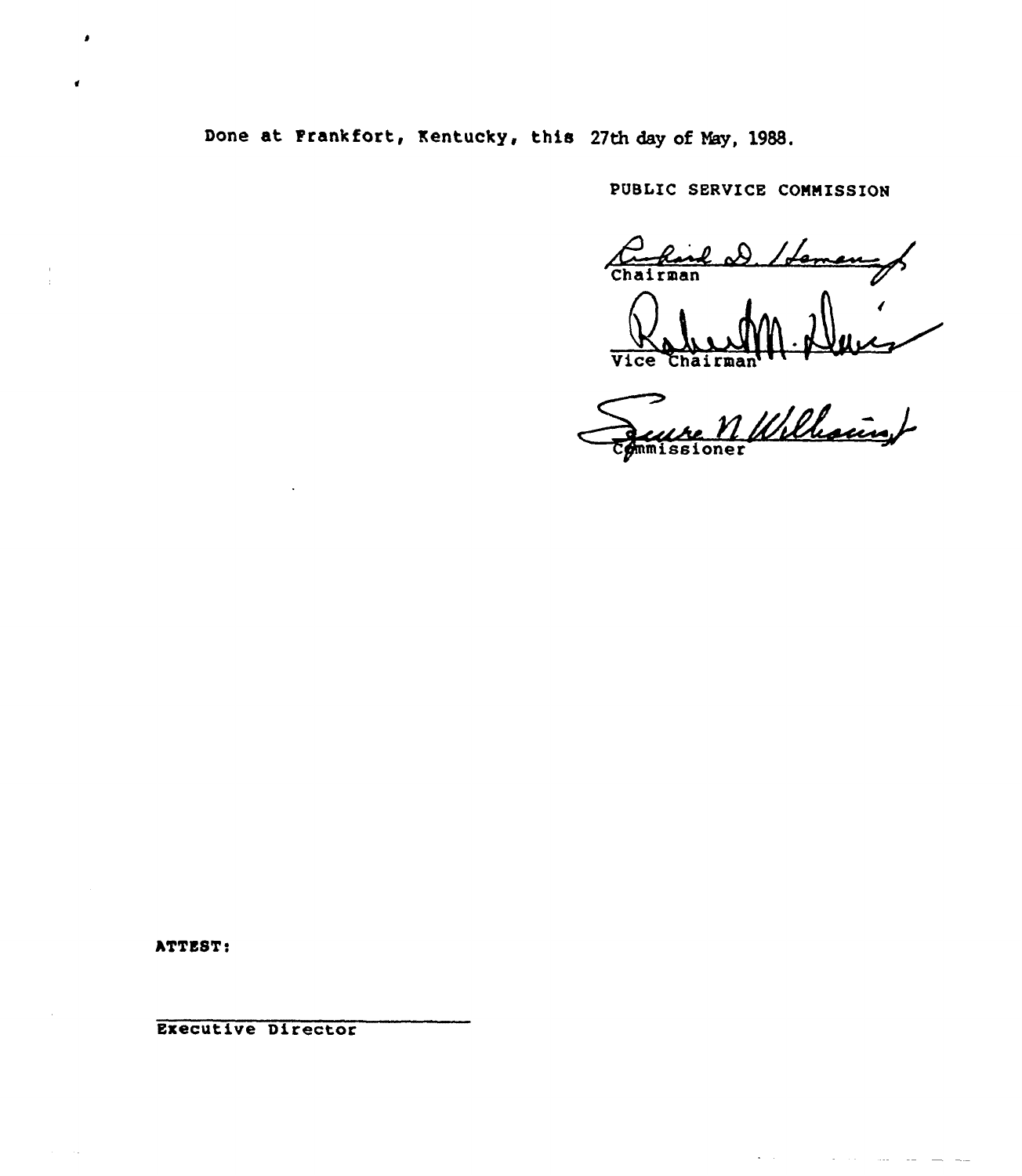Done at Frankfort, Kentucky, this 27th day of May, 1988.

PUBLIC SERVICE COMMISSION

Chairman

Vice Chairman

Commissioner

ATTEST:

Executive Director